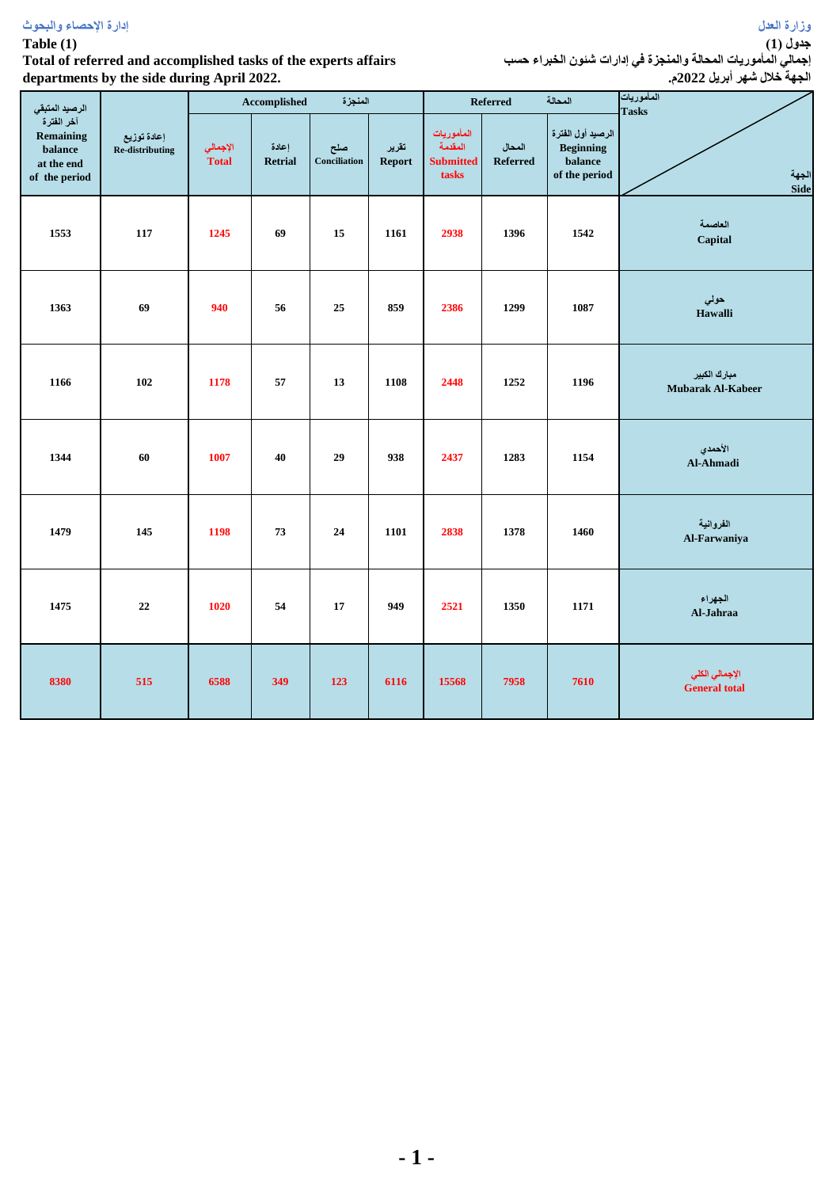وزارة العدل

إدارة الإحصاء والبحوث

**جدول (1)**

**إجمالي المأموريات المحالة والمنجزة في إدارات شئون الخبراء حسب الجهة خلال شهر أبريل 2022م.**

**Table (1)**

**Total of referred and accomplished tasks of the experts affairs departments by the side during April 2022.**

| الرصيد المتبقي آخر الفترة Remaining balance at the end of the period | إعادة توزيع Re-distributing | المنجزة Accomplished | | | | المحالة Referred | | | المأموريات Tasks / الجهة Side |
|---|---|---|---|---|---|---|---|---|---|
| | | الإجمالي Total | إعادة Retrial | صلح Conciliation | تقرير Report | المأموريات المقدمة Submitted tasks | المحال Referred | الرصيد أول الفترة Beginning balance of the period | |
| 1553 | 117 | 1245 | 69 | 15 | 1161 | 2938 | 1396 | 1542 | العاصمة Capital |
| 1363 | 69 | 940 | 56 | 25 | 859 | 2386 | 1299 | 1087 | حولي Hawalli |
| 1166 | 102 | 1178 | 57 | 13 | 1108 | 2448 | 1252 | 1196 | مبارك الكبير Mubarak Al-Kabeer |
| 1344 | 60 | 1007 | 40 | 29 | 938 | 2437 | 1283 | 1154 | الأحمدي Al-Ahmadi |
| 1479 | 145 | 1198 | 73 | 24 | 1101 | 2838 | 1378 | 1460 | الفروانية Al-Farwaniya |
| 1475 | 22 | 1020 | 54 | 17 | 949 | 2521 | 1350 | 1171 | الجهراء Al-Jahraa |
| 8380 | 515 | 6588 | 349 | 123 | 6116 | 15568 | 7958 | 7610 | الإجمالي الكلي General total |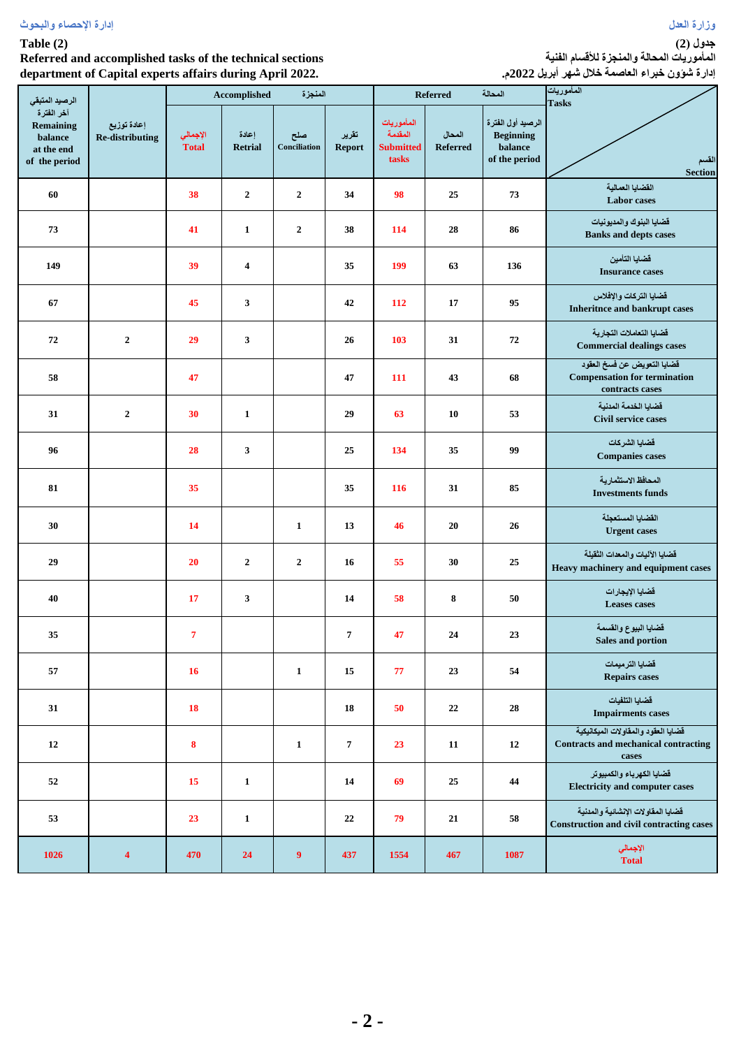**Table (2)**

**Referred and accomplished tasks of the technical sections department of Capital experts affairs during April 2022.**

**جدول (2)**

**المأموريات المحالة والمنجزة للأقسام الفنية**

**إدارة شؤون خبراء العاصمة خلال شهر أبريل 2022م.**

| الرصيد المتبقي آخر الفترة Remaining balance at the end of the period | إعادة توزيع Re-distributing | Accomplished المنجزة | | | | Referred المحالة | | | المأموريات Tasks / القسم Section |
|---|---|---|---|---|---|---|---|---|---|
| | | الإجمالي Total | إعادة Retrial | صلح Conciliation | تقرير Report | المأموريات المقدمة Submitted tasks | المحال Referred | الرصيد أول الفترة Beginning balance of the period | |
| 60 | | 38 | 2 | 2 | 34 | 98 | 25 | 73 | القضايا العمالية Labor cases |
| 73 | | 41 | 1 | 2 | 38 | 114 | 28 | 86 | قضايا البنوك والمديونيات Banks and depts cases |
| 149 | | 39 | 4 | | 35 | 199 | 63 | 136 | قضايا التأمين Insurance cases |
| 67 | | 45 | 3 | | 42 | 112 | 17 | 95 | قضايا التركات والإفلاس Inheritnce and bankrupt cases |
| 72 | 2 | 29 | 3 | | 26 | 103 | 31 | 72 | قضايا التعاملات التجارية Commercial dealings cases |
| 58 | | 47 | | | 47 | 111 | 43 | 68 | قضايا التعويض عن فسخ العقود Compensation for termination contracts cases |
| 31 | 2 | 30 | 1 | | 29 | 63 | 10 | 53 | قضايا الخدمة المدنية Civil service cases |
| 96 | | 28 | 3 | | 25 | 134 | 35 | 99 | قضايا الشركات Companies cases |
| 81 | | 35 | | | 35 | 116 | 31 | 85 | المحافظ الاستثمارية Investments funds |
| 30 | | 14 | | 1 | 13 | 46 | 20 | 26 | القضايا المستعجلة Urgent cases |
| 29 | | 20 | 2 | 2 | 16 | 55 | 30 | 25 | قضايا الآليات والمعدات الثقيلة Heavy machinery and equipment cases |
| 40 | | 17 | 3 | | 14 | 58 | 8 | 50 | قضايا الإيجارات Leases cases |
| 35 | | 7 | | | 7 | 47 | 24 | 23 | قضايا البيوع والقسمة Sales and portion |
| 57 | | 16 | | 1 | 15 | 77 | 23 | 54 | قضايا الترميمات Repairs cases |
| 31 | | 18 | | | 18 | 50 | 22 | 28 | قضايا التلفيات Impairments cases |
| 12 | | 8 | | 1 | 7 | 23 | 11 | 12 | قضايا العقود والمقاولات الميكانيكية Contracts and mechanical contracting cases |
| 52 | | 15 | 1 | | 14 | 69 | 25 | 44 | قضايا الكهرباء والكمبيوتر Electricity and computer cases |
| 53 | | 23 | 1 | | 22 | 79 | 21 | 58 | قضايا المقاولات الإنشائية والمدنية Construction and civil contracting cases |
| 1026 | 4 | 470 | 24 | 9 | 437 | 1554 | 467 | 1087 | الإجمالي Total |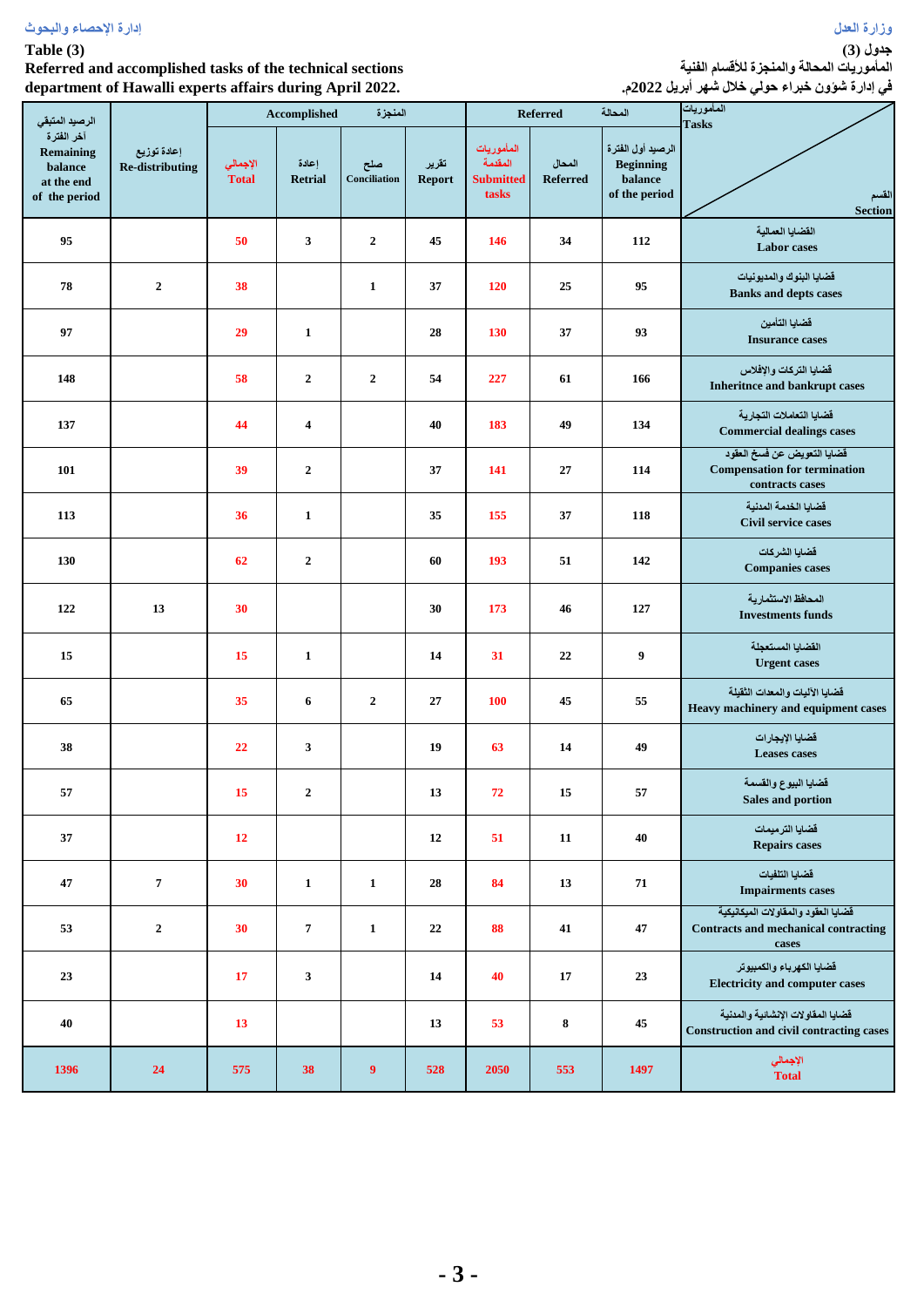**جدول (3)**
**المأموريات المحالة والمنجزة للأقسام الفنية**
**في إدارة شؤون خبراء حولي خلال شهر أبريل 2022م.**

**Table (3)**
**Referred and accomplished tasks of the technical sections department of Hawalli experts affairs during April 2022.**

| الرصيد المتبقي آخر الفترة Remaining balance at the end of the period | إعادة توزيع Re-distributing | Accomplished المنجزة | | | | Referred المحالة | | | المأموريات Tasks / القسم Section |
|---|---|---|---|---|---|---|---|---|---|
| | | الإجمالي Total | إعادة Retrial | صلح Conciliation | تقرير Report | المأموريات المقدمة Submitted tasks | المحال Referred | الرصيد أول الفترة Beginning balance of the period | |
| 95 | | 50 | 3 | 2 | 45 | 146 | 34 | 112 | القضايا العمالية Labor cases |
| 78 | 2 | 38 | | 1 | 37 | 120 | 25 | 95 | قضايا البنوك والمديونيات Banks and depts cases |
| 97 | | 29 | 1 | | 28 | 130 | 37 | 93 | قضايا التامين Insurance cases |
| 148 | | 58 | 2 | 2 | 54 | 227 | 61 | 166 | قضايا التركات والإفلاس Inheritnce and bankrupt cases |
| 137 | | 44 | 4 | | 40 | 183 | 49 | 134 | قضايا التعاملات التجارية Commercial dealings cases |
| 101 | | 39 | 2 | | 37 | 141 | 27 | 114 | قضايا التعويض عن فسخ العقود Compensation for termination contracts cases |
| 113 | | 36 | 1 | | 35 | 155 | 37 | 118 | قضايا الخدمة المدنية Civil service cases |
| 130 | | 62 | 2 | | 60 | 193 | 51 | 142 | قضايا الشركات Companies cases |
| 122 | 13 | 30 | | | 30 | 173 | 46 | 127 | المحافظ الاستثمارية Investments funds |
| 15 | | 15 | 1 | | 14 | 31 | 22 | 9 | القضايا المستعجلة Urgent cases |
| 65 | | 35 | 6 | 2 | 27 | 100 | 45 | 55 | قضايا الأليات والمعدات الثقيلة Heavy machinery and equipment cases |
| 38 | | 22 | 3 | | 19 | 63 | 14 | 49 | قضايا الإيجارات Leases cases |
| 57 | | 15 | 2 | | 13 | 72 | 15 | 57 | قضايا البيوع والقسمة Sales and portion |
| 37 | | 12 | | | 12 | 51 | 11 | 40 | قضايا الترميمات Repairs cases |
| 47 | 7 | 30 | 1 | 1 | 28 | 84 | 13 | 71 | قضايا التلفيات Impairments cases |
| 53 | 2 | 30 | 7 | 1 | 22 | 88 | 41 | 47 | قضايا العقود والمقاولات الميكانيكية Contracts and mechanical contracting cases |
| 23 | | 17 | 3 | | 14 | 40 | 17 | 23 | قضايا الكهرباء والكمبيوتر Electricity and computer cases |
| 40 | | 13 | | | 13 | 53 | 8 | 45 | قضايا المقاولات الإنشائية والمدنية Construction and civil contracting cases |
| 1396 | 24 | 575 | 38 | 9 | 528 | 2050 | 553 | 1497 | الإجمالي Total |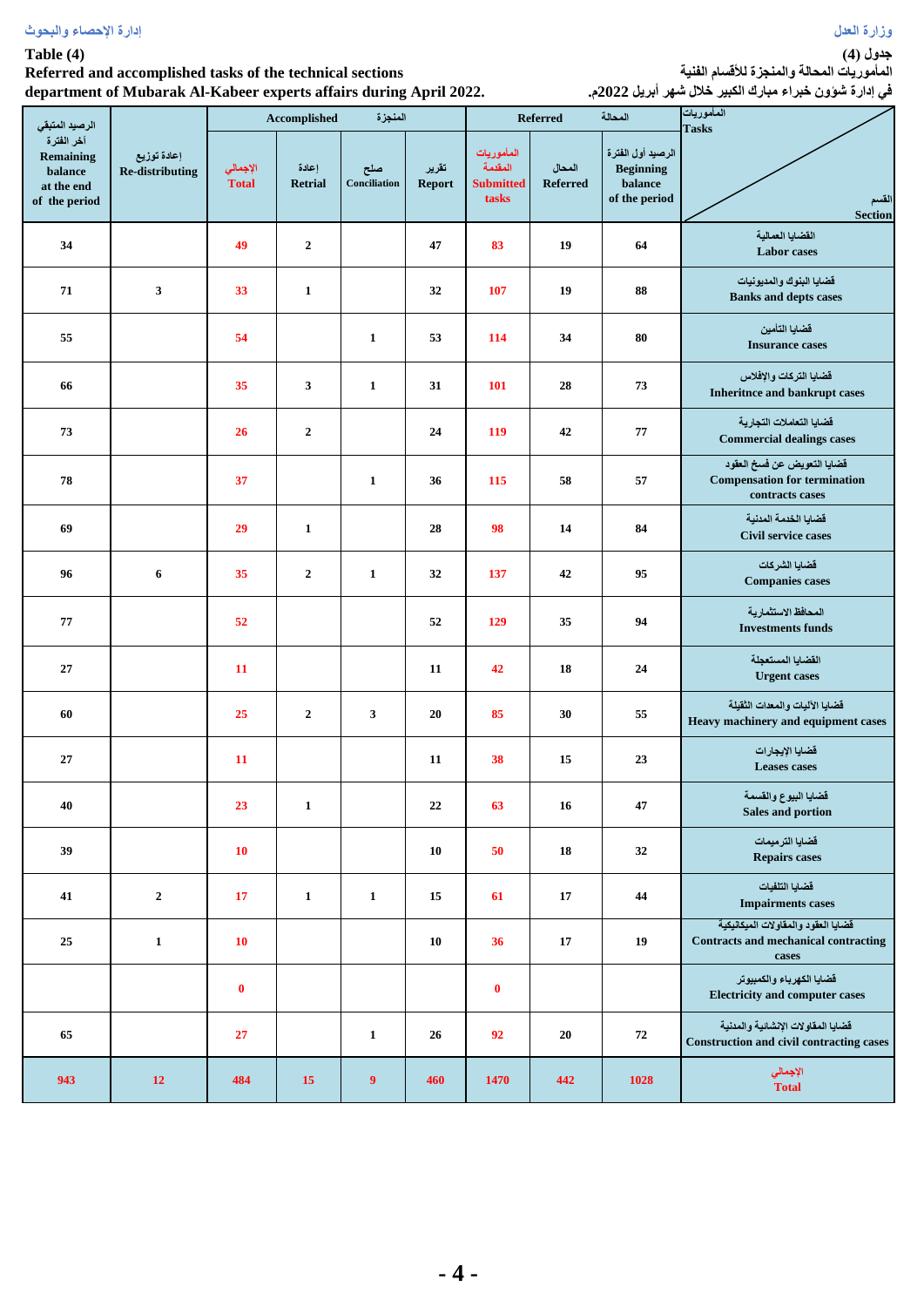وزارة العدل

إدارة الإحصاء والبحوث

**Table (4)**

**Referred and accomplished tasks of the technical sections department of Mubarak Al-Kabeer experts affairs during April 2022.**

**جدول (4)**

**المأموريات المحالة والمنجزة للأقسام الفنية في إدارة شؤون خبراء مبارك الكبير خلال شهر أبريل 2022م.**

| الرصيد المتبقي آخر الفترة Remaining balance at the end of the period | إعادة توزيع Re-distributing | Accomplished المنجزة | | | | Referred المحالة | | | المأموريات Tasks / القسم Section |
|---|---|---|---|---|---|---|---|---|---|
| | | الإجمالي Total | إعادة Retrial | صلح Conciliation | تقرير Report | المأموريات المقدمة Submitted tasks | المحال Referred | الرصيد أول الفترة Beginning balance of the period | |
| 34 | | 49 | 2 | | 47 | 83 | 19 | 64 | القضايا العمالية Labor cases |
| 71 | 3 | 33 | 1 | | 32 | 107 | 19 | 88 | قضايا البنوك والمديونيات Banks and depts cases |
| 55 | | 54 | | 1 | 53 | 114 | 34 | 80 | قضايا التأمين Insurance cases |
| 66 | | 35 | 3 | 1 | 31 | 101 | 28 | 73 | قضايا التركات والإفلاس Inheritnce and bankrupt cases |
| 73 | | 26 | 2 | | 24 | 119 | 42 | 77 | قضايا التعاملات التجارية Commercial dealings cases |
| 78 | | 37 | | 1 | 36 | 115 | 58 | 57 | قضايا التعويض عن فسخ العقود Compensation for termination contracts cases |
| 69 | | 29 | 1 | | 28 | 98 | 14 | 84 | قضايا الخدمة المدنية Civil service cases |
| 96 | 6 | 35 | 2 | 1 | 32 | 137 | 42 | 95 | قضايا الشركات Companies cases |
| 77 | | 52 | | | 52 | 129 | 35 | 94 | المحافظ الاستثمارية Investments funds |
| 27 | | 11 | | | 11 | 42 | 18 | 24 | القضايا المستعجلة Urgent cases |
| 60 | | 25 | 2 | 3 | 20 | 85 | 30 | 55 | قضايا الآليات والمعدات الثقيلة Heavy machinery and equipment cases |
| 27 | | 11 | | | 11 | 38 | 15 | 23 | قضايا الإيجارات Leases cases |
| 40 | | 23 | 1 | | 22 | 63 | 16 | 47 | قضايا البيوع والقسمة Sales and portion |
| 39 | | 10 | | | 10 | 50 | 18 | 32 | قضايا الترميمات Repairs cases |
| 41 | 2 | 17 | 1 | 1 | 15 | 61 | 17 | 44 | قضايا التلفيات Impairments cases |
| 25 | 1 | 10 | | | 10 | 36 | 17 | 19 | قضايا العقود والمقاولات الميكانيكية Contracts and mechanical contracting cases |
| | | 0 | | | | 0 | | | قضايا الكهرباء والكمبيوتر Electricity and computer cases |
| 65 | | 27 | | 1 | 26 | 92 | 20 | 72 | قضايا المقاولات الإنشائية والمدنية Construction and civil contracting cases |
| 943 | 12 | 484 | 15 | 9 | 460 | 1470 | 442 | 1028 | الإجمالي Total |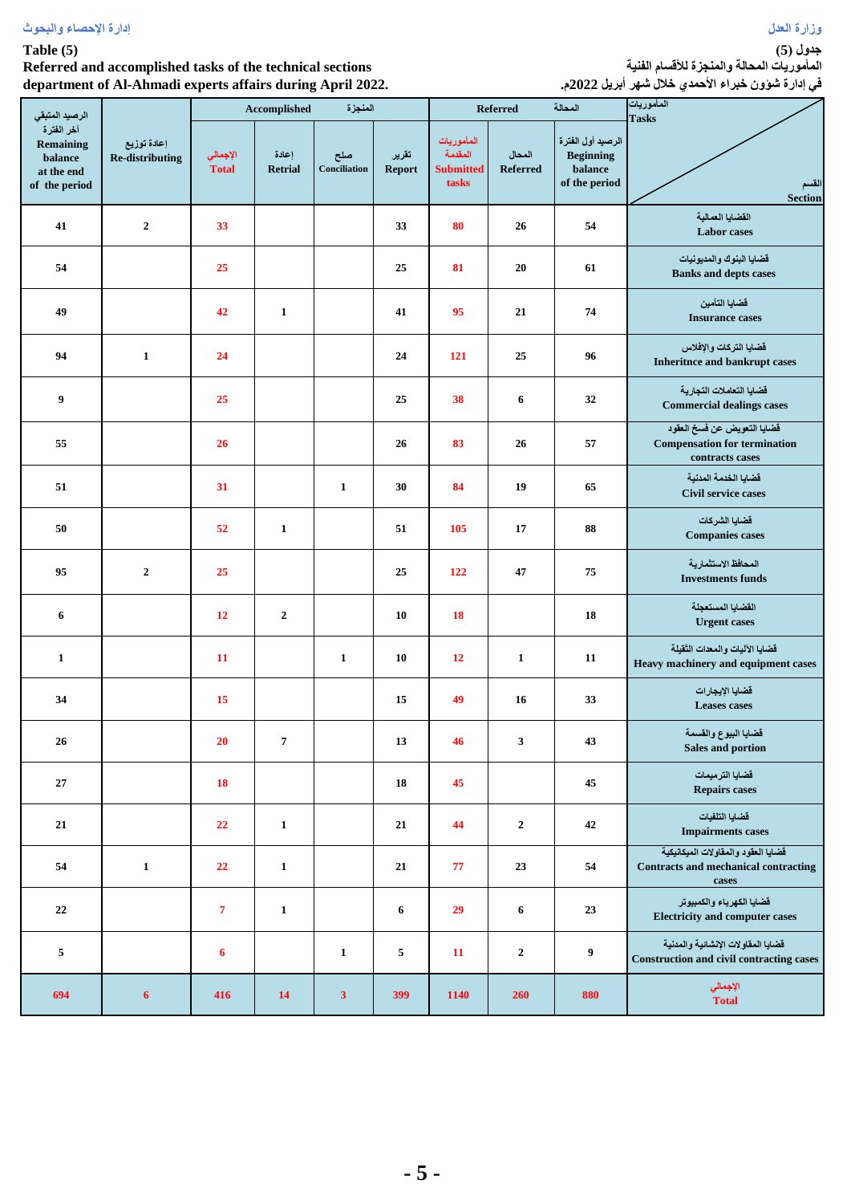وزارة العدل

إدارة الإحصاء والبحوث

**Table (5)**
**Referred and accomplished tasks of the technical sections department of Al-Ahmadi experts affairs during April 2022.**

**جدول (5)**
**المأموريات المحالة والمنجزة للأقسام الفنية في إدارة شؤون خبراء الأحمدي خلال شهر أبريل 2022م.**

| الرصيد المتبقي آخر الفترة Remaining balance at the end of the period | إعادة توزيع Re-distributing | Accomplished المنجزة | | | | Referred المحالة | | | المأموريات Tasks / القسم Section |
|---|---|---|---|---|---|---|---|---|---|
| | | الإجمالي Total | إعادة Retrial | صلح Conciliation | تقرير Report | المأموريات المقدمة Submitted tasks | المحال Referred | الرصيد أول الفترة Beginning balance of the period | |
| 41 | 2 | 33 | | | 33 | 80 | 26 | 54 | القضايا العمالية Labor cases |
| 54 | | 25 | | | 25 | 81 | 20 | 61 | قضايا البنوك والمديونيات Banks and depts cases |
| 49 | | 42 | 1 | | 41 | 95 | 21 | 74 | قضايا التأمين Insurance cases |
| 94 | 1 | 24 | | | 24 | 121 | 25 | 96 | قضايا التركات والإفلاس Inheritnce and bankrupt cases |
| 9 | | 25 | | | 25 | 38 | 6 | 32 | قضايا التعاملات التجارية Commercial dealings cases |
| 55 | | 26 | | | 26 | 83 | 26 | 57 | قضايا التعويض عن فسخ العقود Compensation for termination contracts cases |
| 51 | | 31 | | 1 | 30 | 84 | 19 | 65 | قضايا الخدمة المدنية Civil service cases |
| 50 | | 52 | 1 | | 51 | 105 | 17 | 88 | قضايا الشركات Companies cases |
| 95 | 2 | 25 | | | 25 | 122 | 47 | 75 | المحافظ الاستثمارية Investments funds |
| 6 | | 12 | 2 | | 10 | 18 | | 18 | القضايا المستعجلة Urgent cases |
| 1 | | 11 | | 1 | 10 | 12 | 1 | 11 | قضايا الآليات والمعدات الثقيلة Heavy machinery and equipment cases |
| 34 | | 15 | | | 15 | 49 | 16 | 33 | قضايا الإيجارات Leases cases |
| 26 | | 20 | 7 | | 13 | 46 | 3 | 43 | قضايا البيوع والقسمة Sales and portion |
| 27 | | 18 | | | 18 | 45 | | 45 | قضايا الترميمات Repairs cases |
| 21 | | 22 | 1 | | 21 | 44 | 2 | 42 | قضايا التلفيات Impairments cases |
| 54 | 1 | 22 | 1 | | 21 | 77 | 23 | 54 | قضايا العقود والمقاولات الميكانيكية Contracts and mechanical contracting cases |
| 22 | | 7 | 1 | | 6 | 29 | 6 | 23 | قضايا الكهرباء والكمبيوتر Electricity and computer cases |
| 5 | | 6 | | 1 | 5 | 11 | 2 | 9 | قضايا المقاولات الإنشائية والمدنية Construction and civil contracting cases |
| 694 | 6 | 416 | 14 | 3 | 399 | 1140 | 260 | 880 | الإجمالي Total |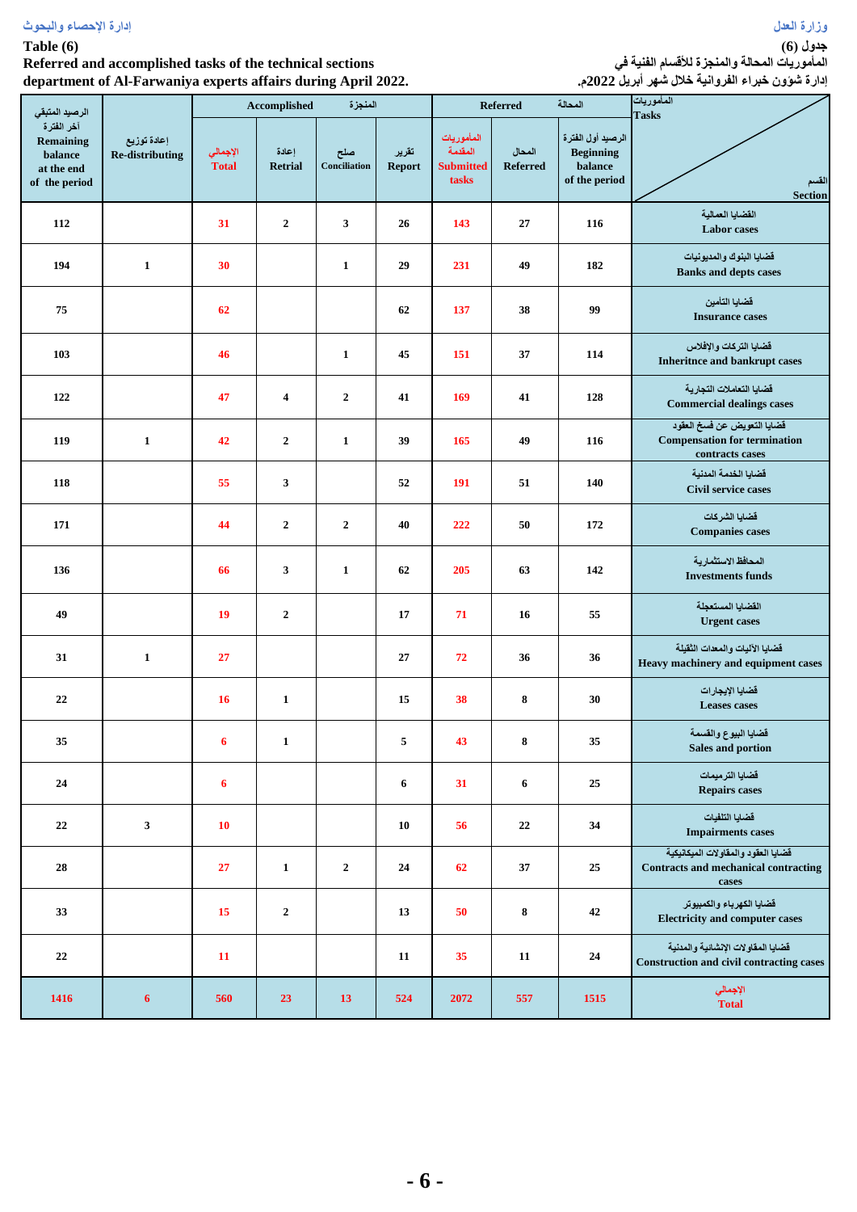إدارة الإحصاء والبحوث

وزارة العدل

**Table (6)**

**Referred and accomplished tasks of the technical sections**

**department of Al-Farwaniya experts affairs during April 2022.**

**جدول (6)**

**المأموريات المحالة والمنجزة للأقسام الفنية في**

**إدارة شؤون خبراء الفروانية خلال شهر أبريل 2022م.**

| الرصيد المتبقي آخر الفترة Remaining balance at the end of the period | إعادة توزيع Re-distributing | المنجزة Accomplished | | | | المحالة Referred | | | المأموريات Tasks / القسم Section |
|---|---|---|---|---|---|---|---|---|---|
| | | الإجمالي Total | إعادة Retrial | صلح Conciliation | تقرير Report | المأموريات المقدمة Submitted tasks | المحال Referred | الرصيد أول الفترة Beginning balance of the period | |
| 112 | | 31 | 2 | 3 | 26 | 143 | 27 | 116 | القضايا العمالية Labor cases |
| 194 | 1 | 30 | | 1 | 29 | 231 | 49 | 182 | قضايا البنوك والمديونيات Banks and depts cases |
| 75 | | 62 | | | 62 | 137 | 38 | 99 | قضايا التأمين Insurance cases |
| 103 | | 46 | | 1 | 45 | 151 | 37 | 114 | قضايا التركات والإفلاس Inheritnce and bankrupt cases |
| 122 | | 47 | 4 | 2 | 41 | 169 | 41 | 128 | قضايا التعاملات التجارية Commercial dealings cases |
| 119 | 1 | 42 | 2 | 1 | 39 | 165 | 49 | 116 | قضايا التعويض عن فسخ العقود Compensation for termination contracts cases |
| 118 | | 55 | 3 | | 52 | 191 | 51 | 140 | قضايا الخدمة المدنية Civil service cases |
| 171 | | 44 | 2 | 2 | 40 | 222 | 50 | 172 | قضايا الشركات Companies cases |
| 136 | | 66 | 3 | 1 | 62 | 205 | 63 | 142 | المحافظ الاستثمارية Investments funds |
| 49 | | 19 | 2 | | 17 | 71 | 16 | 55 | القضايا المستعجلة Urgent cases |
| 31 | 1 | 27 | | | 27 | 72 | 36 | 36 | قضايا الآليات والمعدات الثقيلة Heavy machinery and equipment cases |
| 22 | | 16 | 1 | | 15 | 38 | 8 | 30 | قضايا الإيجارات Leases cases |
| 35 | | 6 | 1 | | 5 | 43 | 8 | 35 | قضايا البيوع والقسمة Sales and portion |
| 24 | | 6 | | | 6 | 31 | 6 | 25 | قضايا الترميمات Repairs cases |
| 22 | 3 | 10 | | | 10 | 56 | 22 | 34 | قضايا التلفيات Impairments cases |
| 28 | | 27 | 1 | 2 | 24 | 62 | 37 | 25 | قضايا العقود والمقاولات الميكانيكية Contracts and mechanical contracting cases |
| 33 | | 15 | 2 | | 13 | 50 | 8 | 42 | قضايا الكهرباء والكمبيوتر Electricity and computer cases |
| 22 | | 11 | | | 11 | 35 | 11 | 24 | قضايا المقاولات الإنشائية والمدنية Construction and civil contracting cases |
| 1416 | 6 | 560 | 23 | 13 | 524 | 2072 | 557 | 1515 | الإجمالي Total |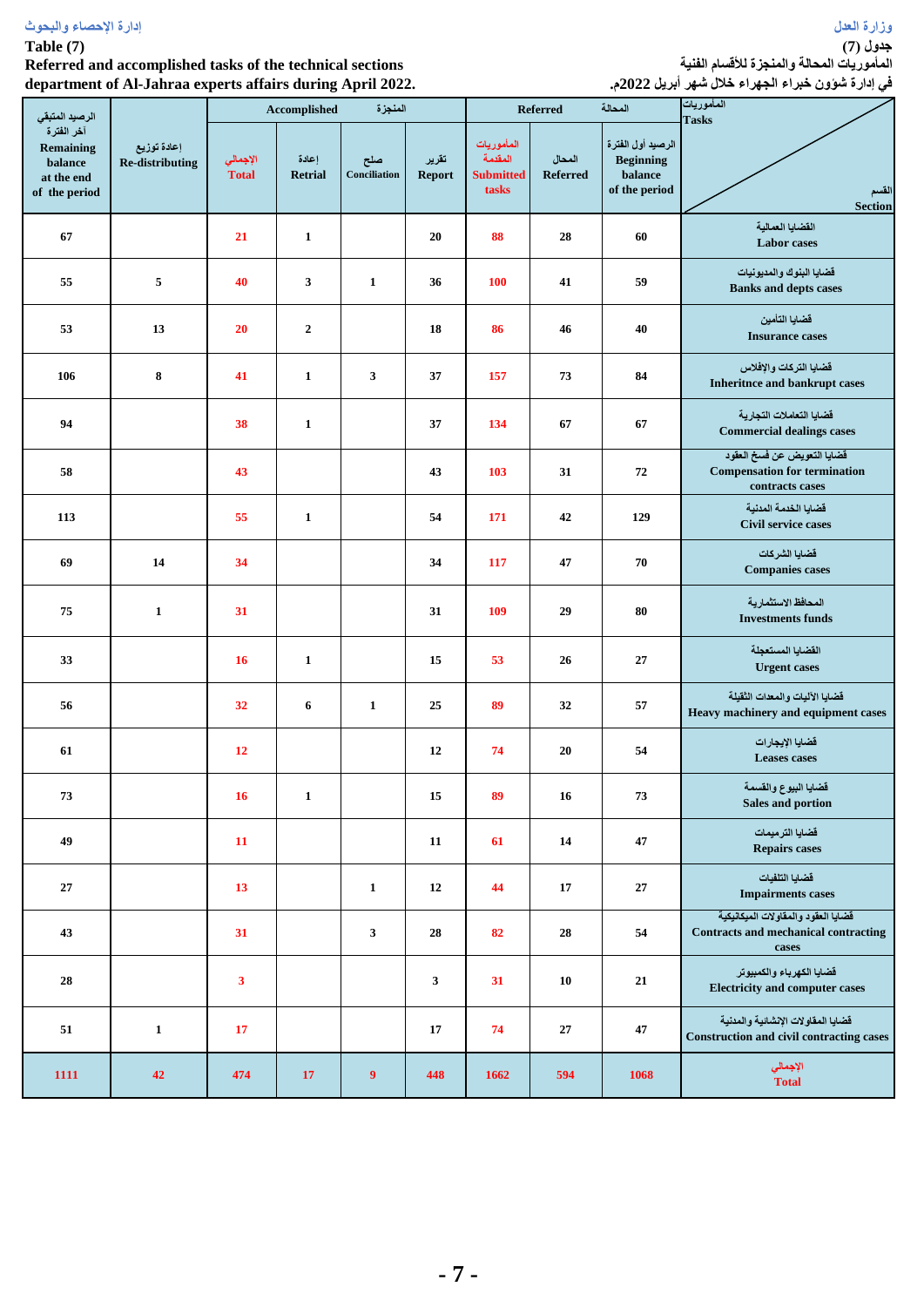إدارة الإحصاء والبحوث

وزارة العدل

**Table (7)**

**Referred and accomplished tasks of the technical sections**

**department of Al-Jahraa experts affairs during April 2022.**

**جدول (7)**

**المأموريات المحالة والمنجزة للأقسام الفنية**

**في إدارة شؤون خبراء الجهراء خلال شهر أبريل 2022م.**

| الرصيد المتبقي آخر الفترة Remaining balance at the end of the period | إعادة توزيع Re-distributing | Accomplished المنجزة | | | | Referred المحالة | | | المأموريات Tasks / القسم Section |
|---|---|---|---|---|---|---|---|---|---|
| | | الإجمالي Total | إعادة Retrial | صلح Conciliation | تقرير Report | المأموريات المقدمة Submitted tasks | المحال Referred | الرصيد أول الفترة Beginning balance of the period | |
| 67 | | 21 | 1 | | 20 | 88 | 28 | 60 | القضايا العمالية Labor cases |
| 55 | 5 | 40 | 3 | 1 | 36 | 100 | 41 | 59 | قضايا البنوك والمديونيات Banks and depts cases |
| 53 | 13 | 20 | 2 | | 18 | 86 | 46 | 40 | قضايا التأمين Insurance cases |
| 106 | 8 | 41 | 1 | 3 | 37 | 157 | 73 | 84 | قضايا التركات والإفلاس Inheritnce and bankrupt cases |
| 94 | | 38 | 1 | | 37 | 134 | 67 | 67 | قضايا التعاملات التجارية Commercial dealings cases |
| 58 | | 43 | | | 43 | 103 | 31 | 72 | قضايا التعويض عن فسخ العقود Compensation for termination contracts cases |
| 113 | | 55 | 1 | | 54 | 171 | 42 | 129 | قضايا الخدمة المدنية Civil service cases |
| 69 | 14 | 34 | | | 34 | 117 | 47 | 70 | قضايا الشركات Companies cases |
| 75 | 1 | 31 | | | 31 | 109 | 29 | 80 | المحافظ الاستثمارية Investments funds |
| 33 | | 16 | 1 | | 15 | 53 | 26 | 27 | القضايا المستعجلة Urgent cases |
| 56 | | 32 | 6 | 1 | 25 | 89 | 32 | 57 | قضايا الآليات والمعدات الثقيلة Heavy machinery and equipment cases |
| 61 | | 12 | | | 12 | 74 | 20 | 54 | قضايا الإيجارات Leases cases |
| 73 | | 16 | 1 | | 15 | 89 | 16 | 73 | قضايا البيوع والقسمة Sales and portion |
| 49 | | 11 | | | 11 | 61 | 14 | 47 | قضايا الترميمات Repairs cases |
| 27 | | 13 | | 1 | 12 | 44 | 17 | 27 | قضايا التلفيات Impairments cases |
| 43 | | 31 | | 3 | 28 | 82 | 28 | 54 | قضايا العقود والمقاولات الميكانيكية Contracts and mechanical contracting cases |
| 28 | | 3 | | | 3 | 31 | 10 | 21 | قضايا الكهرباء والكمبيوتر Electricity and computer cases |
| 51 | 1 | 17 | | | 17 | 74 | 27 | 47 | قضايا المقاولات الإنشائية والمدنية Construction and civil contracting cases |
| 1111 | 42 | 474 | 17 | 9 | 448 | 1662 | 594 | 1068 | الإجمالي Total |